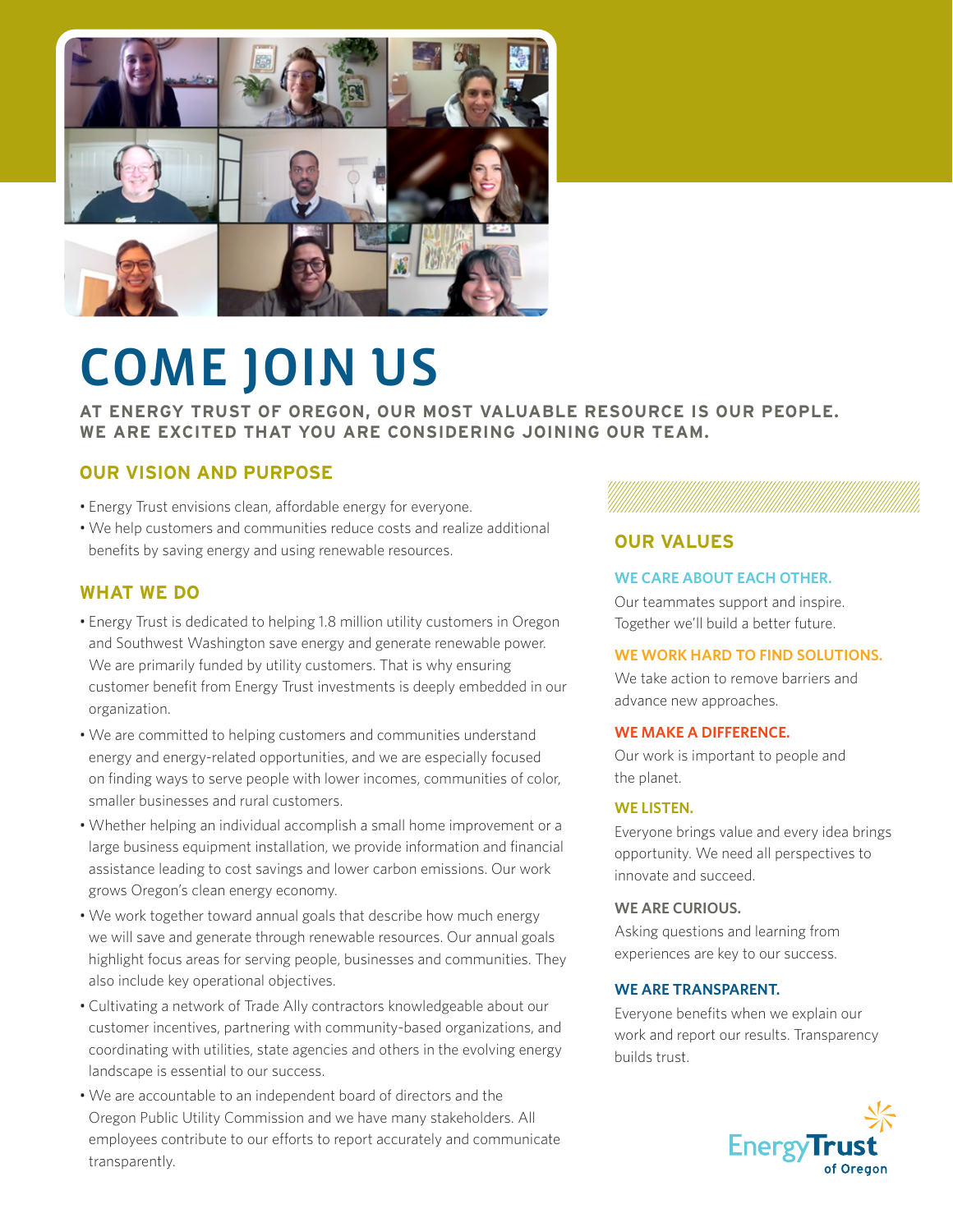# COME JOIN US

**AT ENERGY TRUST OF OREGON, OUR MOST VALUABLE RESOURCE IS OUR PEOPLE. WE ARE EXCITED THAT YOU ARE CONSIDERING JOINING OUR TEAM.**

## OUR VISION AND PURPOSE

- Energy Trust envisions clean, affordable energy for everyone.
- We help customers and communities reduce costs and realize additional benefits by saving energy and using renewable resources.

## WHAT WE DO

- Energy Trust is dedicated to helping 1.8 million utility customers in Oregon and Southwest Washington save energy and generate renewable power. We are primarily funded by utility customers. That is why ensuring customer benefit from Energy Trust investments is deeply embedded in our organization.
- We are committed to helping customers and communities understand energy and energy-related opportunities, and we are especially focused on finding ways to serve people with lower incomes, communities of color, smaller businesses and rural customers.
- Whether helping an individual accomplish a small home improvement or a large business equipment installation, we provide information and financial assistance leading to cost savings and lower carbon emissions. Our work grows Oregon's clean energy economy.
- We work together toward annual goals that describe how much energy we will save and generate through renewable resources. Our annual goals highlight focus areas for serving people, businesses and communities. They also include key operational objectives.
- Cultivating a network of Trade Ally contractors knowledgeable about our customer incentives, partnering with community-based organizations, and coordinating with utilities, state agencies and others in the evolving energy landscape is essential to our success.
- We are accountable to an independent board of directors and the Oregon Public Utility Commission and we have many stakeholders. All employees contribute to our efforts to report accurately and communicate transparently.

## OUR VALUES

### WE CARE ABOUT EACH OTHER.

Our teammates support and inspire. Together we'll build a better future.

### WE WORK HARD TO FIND SOLUTIONS.

We take action to remove barriers and advance new approaches.

### WE MAKE A DIFFERENCE.

Our work is important to people and the planet.

### WE LISTEN.

Everyone brings value and every idea brings opportunity. We need all perspectives to innovate and succeed.

### WE ARE CURIOUS.

Asking questions and learning from experiences are key to our success.

### WE ARE TRANSPARENT.

Everyone benefits when we explain our work and report our results. Transparency builds trust.

Energy Trust of Oregon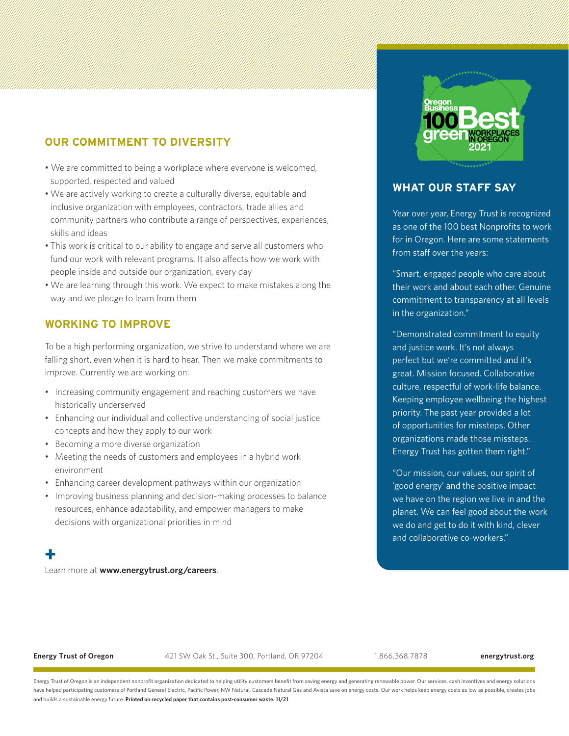## OUR COMMITMENT TO DIVERSITY

- We are committed to being a workplace where everyone is welcomed, supported, respected and valued
- We are actively working to create a culturally diverse, equitable and inclusive organization with employees, contractors, trade allies and community partners who contribute a range of perspectives, experiences, skills and ideas
- This work is critical to our ability to engage and serve all customers who fund our work with relevant programs. It also affects how we work with people inside and outside our organization, every day
- We are learning through this work. We expect to make mistakes along the way and we pledge to learn from them

## WORKING TO IMPROVE

To be a high performing organization, we strive to understand where we are falling short, even when it is hard to hear. Then we make commitments to improve. Currently we are working on:

- Increasing community engagement and reaching customers we have historically underserved
- Enhancing our individual and collective understanding of social justice concepts and how they apply to our work
- Becoming a more diverse organization
- Meeting the needs of customers and employees in a hybrid work environment
- Enhancing career development pathways within our organization
- Improving business planning and decision-making processes to balance resources, enhance adaptability, and empower managers to make decisions with organizational priorities in mind

+

Learn more at **www.energytrust.org/careers**.

Oregon Business 100 Best green WORKPLACES IN OREGON 2021

## WHAT OUR STAFF SAY

Year over year, Energy Trust is recognized as one of the 100 best Nonprofits to work for in Oregon. Here are some statements from staff over the years:

"Smart, engaged people who care about their work and about each other. Genuine commitment to transparency at all levels in the organization."

"Demonstrated commitment to equity and justice work. It's not always perfect but we're committed and it's great. Mission focused. Collaborative culture, respectful of work-life balance. Keeping employee wellbeing the highest priority. The past year provided a lot of opportunities for missteps. Other organizations made those missteps. Energy Trust has gotten them right."

"Our mission, our values, our spirit of 'good energy' and the positive impact we have on the region we live in and the planet. We can feel good about the work we do and get to do it with kind, clever and collaborative co-workers."

**Energy Trust of Oregon** 421 SW Oak St., Suite 300, Portland, OR 97204 1.866.368.7878 **energytrust.org**

Energy Trust of Oregon is an independent nonprofit organization dedicated to helping utility customers benefit from saving energy and generating renewable power. Our services, cash incentives and energy solutions have helped participating customers of Portland General Electric, Pacific Power, NW Natural, Cascade Natural Gas and Avista save on energy costs. Our work helps keep energy costs as low as possible, creates jobs and builds a sustainable energy future. **Printed on recycled paper that contains post-consumer waste. 11/21**